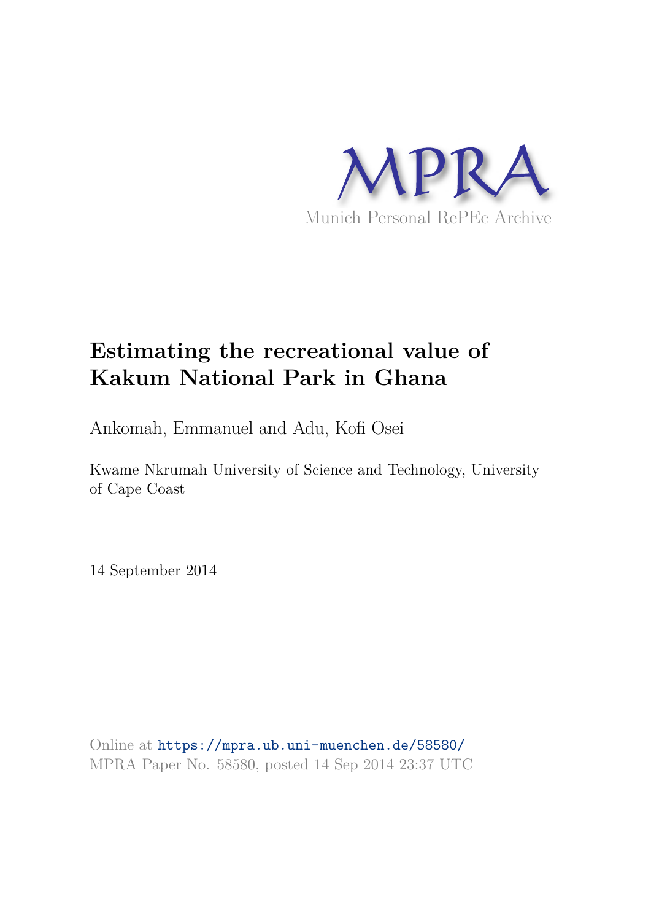MPRA

Munich Personal RePEc Archive

# Estimating the recreational value of Kakum National Park in Ghana

Ankomah, Emmanuel and Adu, Kofi Osei

Kwame Nkrumah University of Science and Technology, University of Cape Coast

14 September 2014

Online at https://mpra.ub.uni-muenchen.de/58580/
MPRA Paper No. 58580, posted 14 Sep 2014 23:37 UTC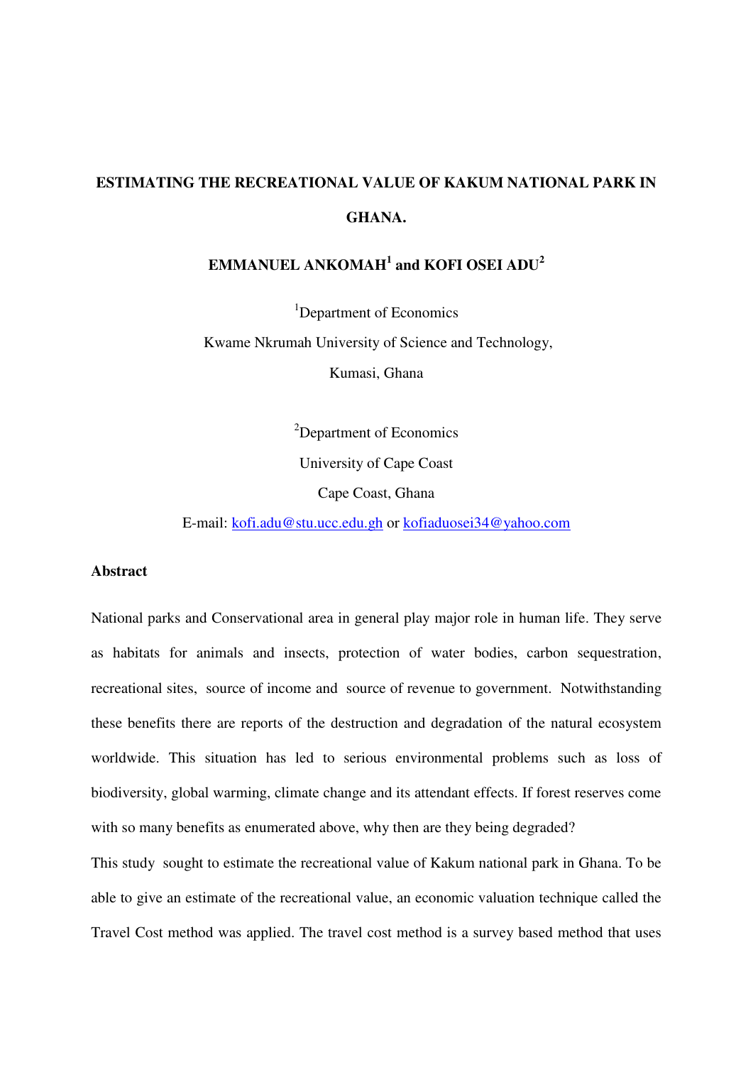# ESTIMATING THE RECREATIONAL VALUE OF KAKUM NATIONAL PARK IN GHANA.

**EMMANUEL ANKOMAH[1] and KOFI OSEI ADU[2]**

[1]Department of Economics

Kwame Nkrumah University of Science and Technology,

Kumasi, Ghana

[2]Department of Economics

University of Cape Coast

Cape Coast, Ghana

E-mail: kofi.adu@stu.ucc.edu.gh or kofiaduosei34@yahoo.com

## Abstract

National parks and Conservational area in general play major role in human life. They serve as habitats for animals and insects, protection of water bodies, carbon sequestration, recreational sites, source of income and source of revenue to government. Notwithstanding these benefits there are reports of the destruction and degradation of the natural ecosystem worldwide. This situation has led to serious environmental problems such as loss of biodiversity, global warming, climate change and its attendant effects. If forest reserves come with so many benefits as enumerated above, why then are they being degraded?

This study sought to estimate the recreational value of Kakum national park in Ghana. To be able to give an estimate of the recreational value, an economic valuation technique called the Travel Cost method was applied. The travel cost method is a survey based method that uses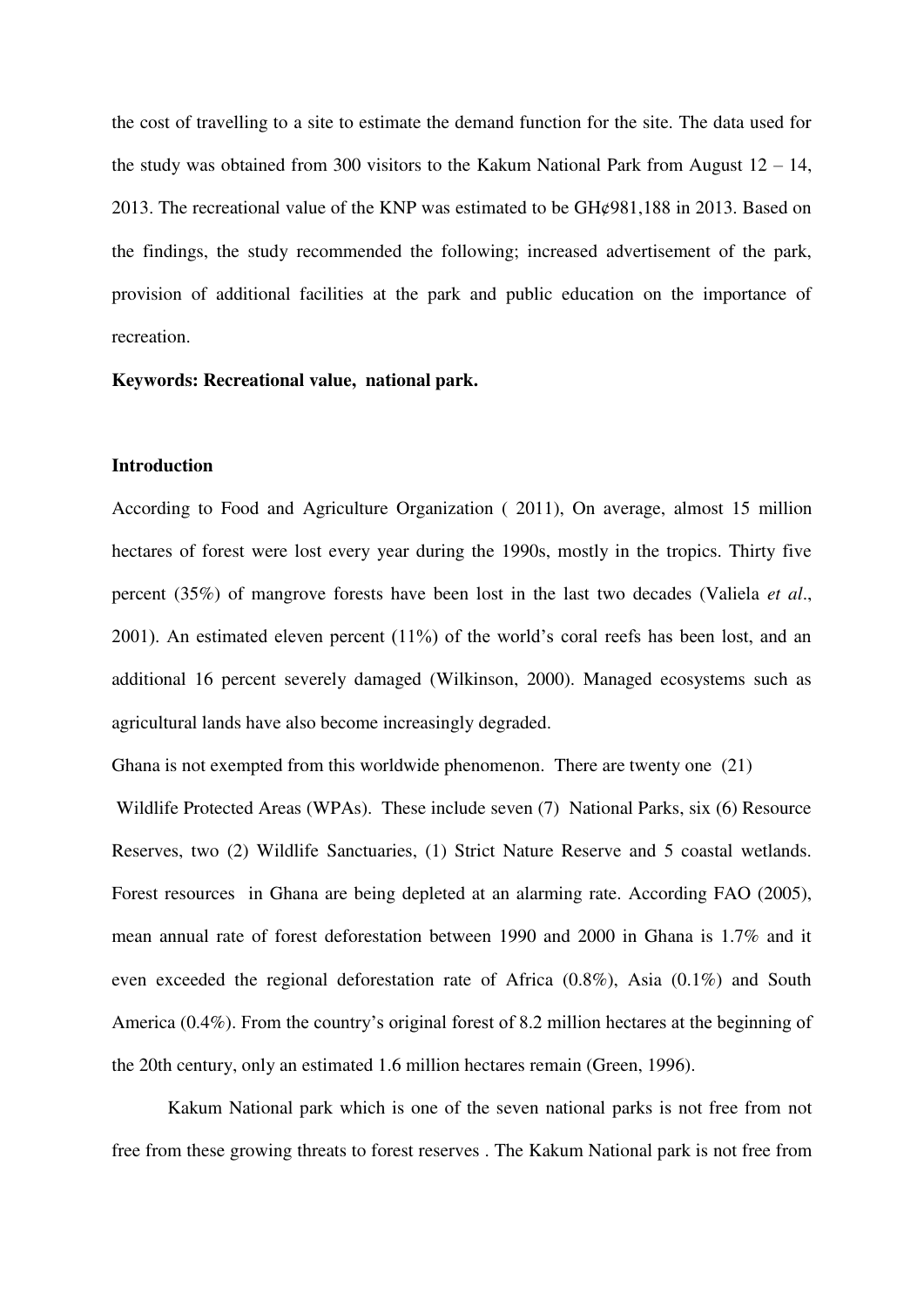the cost of travelling to a site to estimate the demand function for the site. The data used for the study was obtained from 300 visitors to the Kakum National Park from August 12 – 14, 2013. The recreational value of the KNP was estimated to be GH¢981,188 in 2013. Based on the findings, the study recommended the following; increased advertisement of the park, provision of additional facilities at the park and public education on the importance of recreation.

**Keywords: Recreational value, national park.**

**Introduction**

According to Food and Agriculture Organization ( 2011), On average, almost 15 million hectares of forest were lost every year during the 1990s, mostly in the tropics. Thirty five percent (35%) of mangrove forests have been lost in the last two decades (Valiela *et al*., 2001). An estimated eleven percent (11%) of the world's coral reefs has been lost, and an additional 16 percent severely damaged (Wilkinson, 2000). Managed ecosystems such as agricultural lands have also become increasingly degraded.

Ghana is not exempted from this worldwide phenomenon. There are twenty one (21) Wildlife Protected Areas (WPAs). These include seven (7) National Parks, six (6) Resource Reserves, two (2) Wildlife Sanctuaries, (1) Strict Nature Reserve and 5 coastal wetlands. Forest resources in Ghana are being depleted at an alarming rate. According FAO (2005), mean annual rate of forest deforestation between 1990 and 2000 in Ghana is 1.7% and it even exceeded the regional deforestation rate of Africa (0.8%), Asia (0.1%) and South America (0.4%). From the country's original forest of 8.2 million hectares at the beginning of the 20th century, only an estimated 1.6 million hectares remain (Green, 1996).

Kakum National park which is one of the seven national parks is not free from not free from these growing threats to forest reserves . The Kakum National park is not free from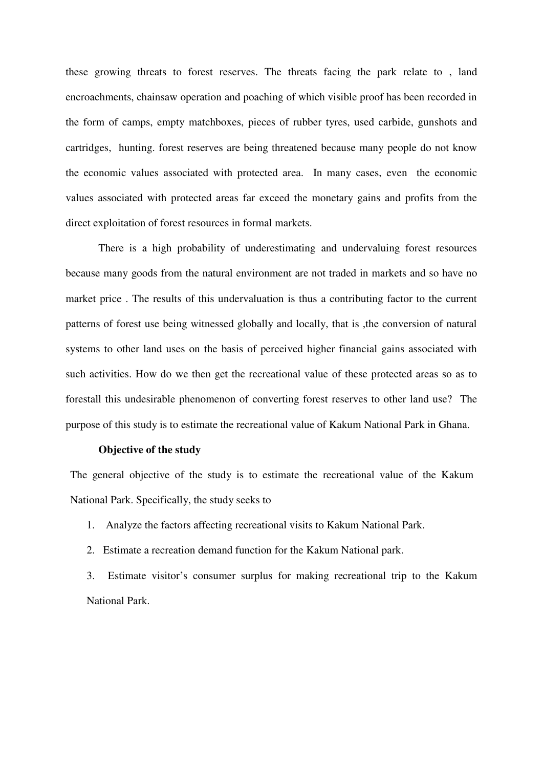these growing threats to forest reserves. The threats facing the park relate to , land encroachments, chainsaw operation and poaching of which visible proof has been recorded in the form of camps, empty matchboxes, pieces of rubber tyres, used carbide, gunshots and cartridges, hunting. forest reserves are being threatened because many people do not know the economic values associated with protected area. In many cases, even the economic values associated with protected areas far exceed the monetary gains and profits from the direct exploitation of forest resources in formal markets.

There is a high probability of underestimating and undervaluing forest resources because many goods from the natural environment are not traded in markets and so have no market price . The results of this undervaluation is thus a contributing factor to the current patterns of forest use being witnessed globally and locally, that is ,the conversion of natural systems to other land uses on the basis of perceived higher financial gains associated with such activities. How do we then get the recreational value of these protected areas so as to forestall this undesirable phenomenon of converting forest reserves to other land use? The purpose of this study is to estimate the recreational value of Kakum National Park in Ghana.

**Objective of the study**

The general objective of the study is to estimate the recreational value of the Kakum National Park. Specifically, the study seeks to

1. Analyze the factors affecting recreational visits to Kakum National Park.
2. Estimate a recreation demand function for the Kakum National park.
3. Estimate visitor's consumer surplus for making recreational trip to the Kakum National Park.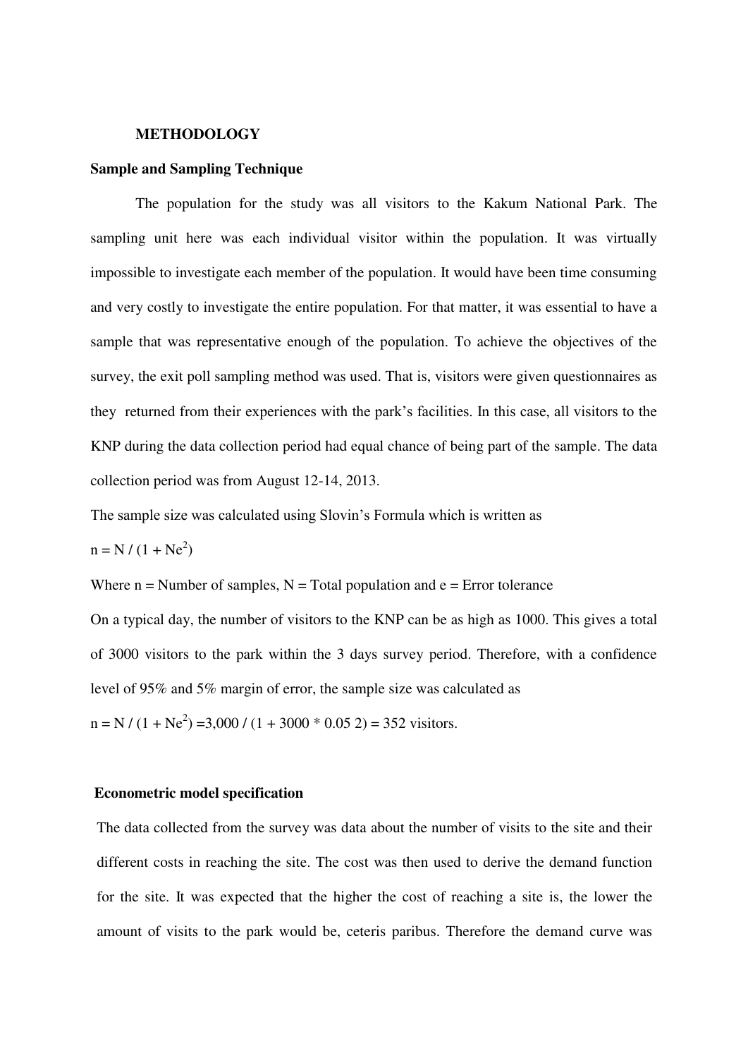## METHODOLOGY

### Sample and Sampling Technique

The population for the study was all visitors to the Kakum National Park. The sampling unit here was each individual visitor within the population. It was virtually impossible to investigate each member of the population. It would have been time consuming and very costly to investigate the entire population. For that matter, it was essential to have a sample that was representative enough of the population. To achieve the objectives of the survey, the exit poll sampling method was used. That is, visitors were given questionnaires as they returned from their experiences with the park's facilities. In this case, all visitors to the KNP during the data collection period had equal chance of being part of the sample. The data collection period was from August 12-14, 2013.

The sample size was calculated using Slovin's Formula which is written as

$n = N / (1 + Ne^2)$

Where n = Number of samples, N = Total population and e = Error tolerance

On a typical day, the number of visitors to the KNP can be as high as 1000. This gives a total of 3000 visitors to the park within the 3 days survey period. Therefore, with a confidence level of 95% and 5% margin of error, the sample size was calculated as

$n = N / (1 + Ne^2)$ =3,000 / (1 + 3000 * 0.05 2) = 352 visitors.

### Econometric model specification

The data collected from the survey was data about the number of visits to the site and their different costs in reaching the site. The cost was then used to derive the demand function for the site. It was expected that the higher the cost of reaching a site is, the lower the amount of visits to the park would be, ceteris paribus. Therefore the demand curve was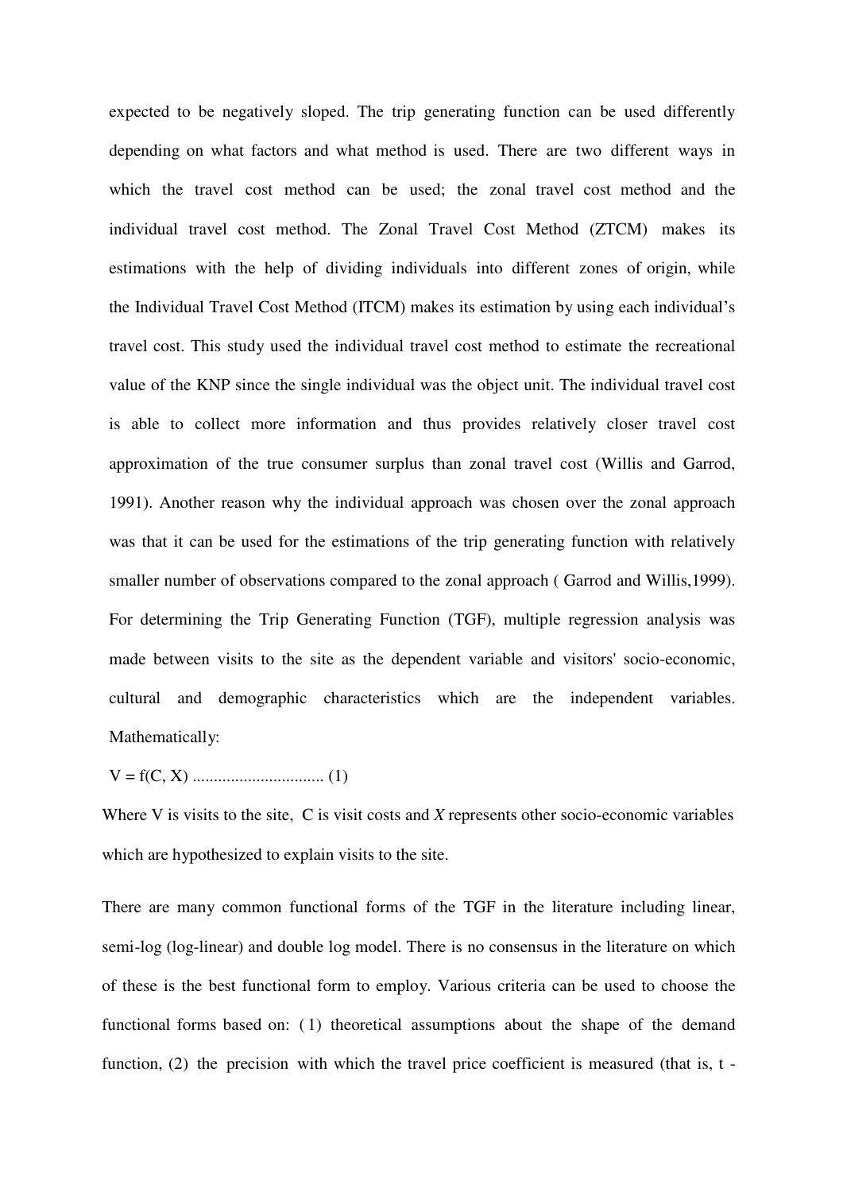expected to be negatively sloped. The trip generating function can be used differently depending on what factors and what method is used. There are two different ways in which the travel cost method can be used; the zonal travel cost method and the individual travel cost method. The Zonal Travel Cost Method (ZTCM) makes its estimations with the help of dividing individuals into different zones of origin, while the Individual Travel Cost Method (ITCM) makes its estimation by using each individual's travel cost. This study used the individual travel cost method to estimate the recreational value of the KNP since the single individual was the object unit. The individual travel cost is able to collect more information and thus provides relatively closer travel cost approximation of the true consumer surplus than zonal travel cost (Willis and Garrod, 1991). Another reason why the individual approach was chosen over the zonal approach was that it can be used for the estimations of the trip generating function with relatively smaller number of observations compared to the zonal approach ( Garrod and Willis,1999). For determining the Trip Generating Function (TGF), multiple regression analysis was made between visits to the site as the dependent variable and visitors' socio-economic, cultural and demographic characteristics which are the independent variables. Mathematically:

$$V = f(C, X) \quad \ldots\ldots\ldots\ldots\ldots\ldots\ldots\ldots\ldots\ (1)$$

Where V is visits to the site, C is visit costs and *X* represents other socio-economic variables which are hypothesized to explain visits to the site.

There are many common functional forms of the TGF in the literature including linear, semi-log (log-linear) and double log model. There is no consensus in the literature on which of these is the best functional form to employ. Various criteria can be used to choose the functional forms based on: (1) theoretical assumptions about the shape of the demand function, (2) the precision with which the travel price coefficient is measured (that is, t -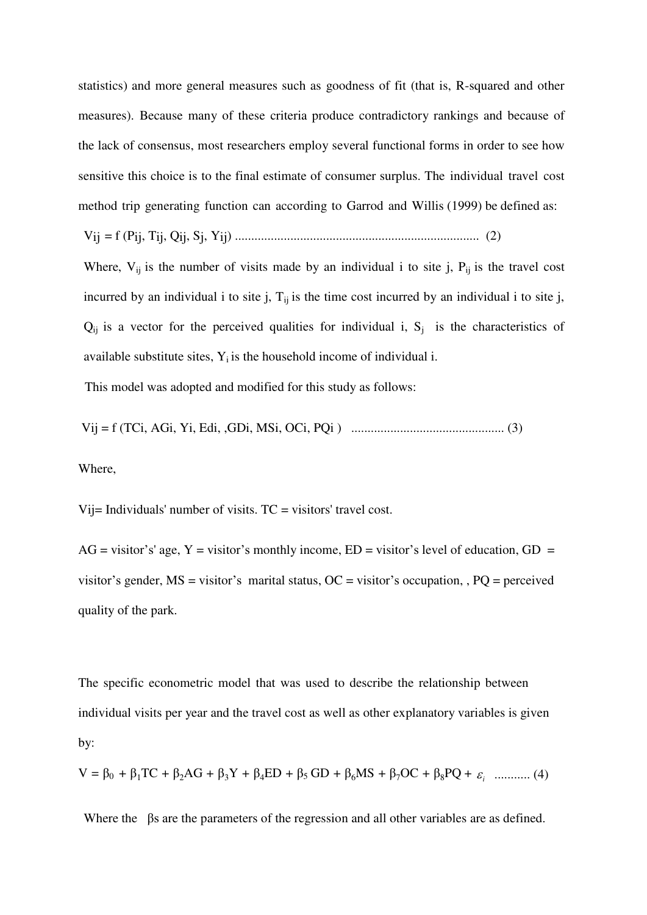statistics) and more general measures such as goodness of fit (that is, R-squared and other measures). Because many of these criteria produce contradictory rankings and because of the lack of consensus, most researchers employ several functional forms in order to see how sensitive this choice is to the final estimate of consumer surplus. The individual travel cost method trip generating function can according to Garrod and Willis (1999) be defined as:

Vij = f (Pij, Tij, Qij, Sj, Yij) ........................................................................... (2)

Where, $V_{ij}$ is the number of visits made by an individual i to site j, $P_{ij}$ is the travel cost incurred by an individual i to site j, $T_{ij}$ is the time cost incurred by an individual i to site j, $Q_{ij}$ is a vector for the perceived qualities for individual i, $S_j$ is the characteristics of available substitute sites, $Y_i$ is the household income of individual i.

This model was adopted and modified for this study as follows:

Vij = f (TCi, AGi, Yi, Edi, ,GDi, MSi, OCi, PQi ) ............................................... (3)

Where,

Vij= Individuals' number of visits. TC = visitors' travel cost.

AG = visitor's' age, Y = visitor's monthly income, ED = visitor's level of education, GD = visitor's gender, MS = visitor's marital status, OC = visitor's occupation, , PQ = perceived quality of the park.

The specific econometric model that was used to describe the relationship between individual visits per year and the travel cost as well as other explanatory variables is given by:

$$V = \beta_0 + \beta_1 TC + \beta_2 AG + \beta_3 Y + \beta_4 ED + \beta_5 GD + \beta_6 MS + \beta_7 OC + \beta_8 PQ + \varepsilon_i \quad \text{........... (4)}$$

Where the βs are the parameters of the regression and all other variables are as defined.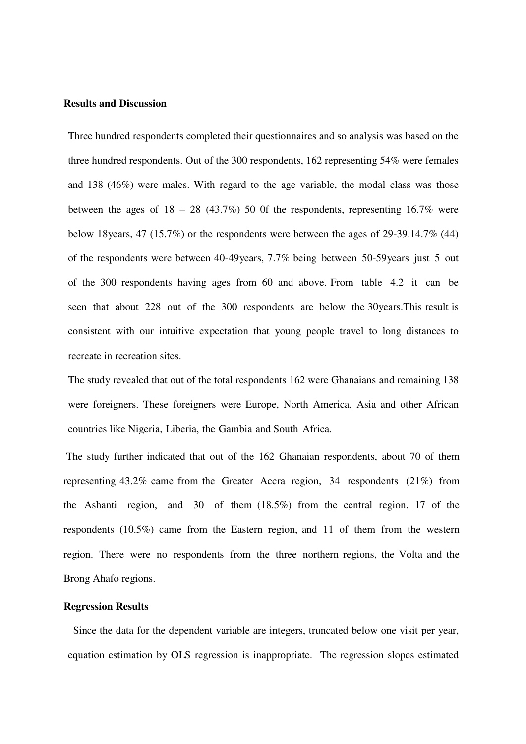**Results and Discussion**

Three hundred respondents completed their questionnaires and so analysis was based on the three hundred respondents. Out of the 300 respondents, 162 representing 54% were females and 138 (46%) were males. With regard to the age variable, the modal class was those between the ages of 18 – 28 (43.7%) 50 0f the respondents, representing 16.7% were below 18years, 47 (15.7%) or the respondents were between the ages of 29-39.14.7% (44) of the respondents were between 40-49years, 7.7% being between 50-59years just 5 out of the 300 respondents having ages from 60 and above. From table 4.2 it can be seen that about 228 out of the 300 respondents are below the 30years.This result is consistent with our intuitive expectation that young people travel to long distances to recreate in recreation sites.

The study revealed that out of the total respondents 162 were Ghanaians and remaining 138 were foreigners. These foreigners were Europe, North America, Asia and other African countries like Nigeria, Liberia, the Gambia and South Africa.

The study further indicated that out of the 162 Ghanaian respondents, about 70 of them representing 43.2% came from the Greater Accra region, 34 respondents (21%) from the Ashanti region, and 30 of them (18.5%) from the central region. 17 of the respondents (10.5%) came from the Eastern region, and 11 of them from the western region. There were no respondents from the three northern regions, the Volta and the Brong Ahafo regions.

**Regression Results**

Since the data for the dependent variable are integers, truncated below one visit per year, equation estimation by OLS regression is inappropriate. The regression slopes estimated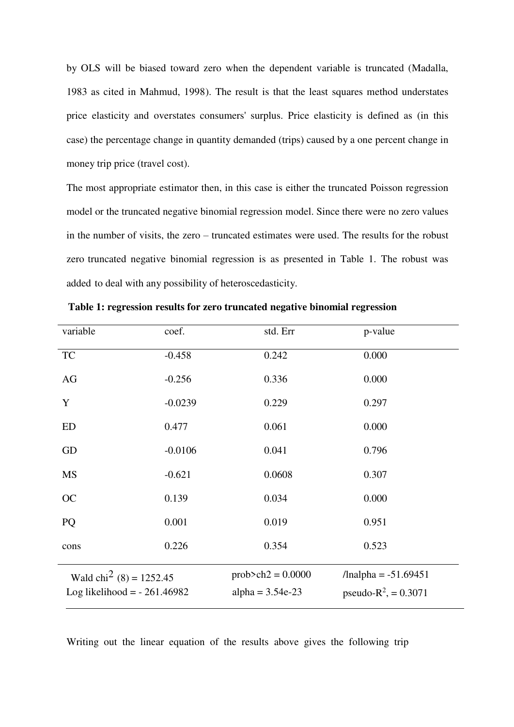by OLS will be biased toward zero when the dependent variable is truncated (Madalla, 1983 as cited in Mahmud, 1998). The result is that the least squares method understates price elasticity and overstates consumers' surplus. Price elasticity is defined as (in this case) the percentage change in quantity demanded (trips) caused by a one percent change in money trip price (travel cost).

The most appropriate estimator then, in this case is either the truncated Poisson regression model or the truncated negative binomial regression model. Since there were no zero values in the number of visits, the zero – truncated estimates were used. The results for the robust zero truncated negative binomial regression is as presented in Table 1. The robust was added to deal with any possibility of heteroscedasticity.

**Table 1: regression results for zero truncated negative binomial regression**

| variable | coef. | std. Err | p-value |
|---|---|---|---|
| TC | -0.458 | 0.242 | 0.000 |
| AG | -0.256 | 0.336 | 0.000 |
| Y | -0.0239 | 0.229 | 0.297 |
| ED | 0.477 | 0.061 | 0.000 |
| GD | -0.0106 | 0.041 | 0.796 |
| MS | -0.621 | 0.0608 | 0.307 |
| OC | 0.139 | 0.034 | 0.000 |
| PQ | 0.001 | 0.019 | 0.951 |
| cons | 0.226 | 0.354 | 0.523 |
| Wald $chi^2$ (8) = 1252.45 | prob>ch2 = 0.0000 | /lnalpha = -51.69451 | |
| Log likelihood = - 261.46982 | alpha = 3.54e-23 | pseudo-$R^2$, = 0.3071 | |

Writing out the linear equation of the results above gives the following trip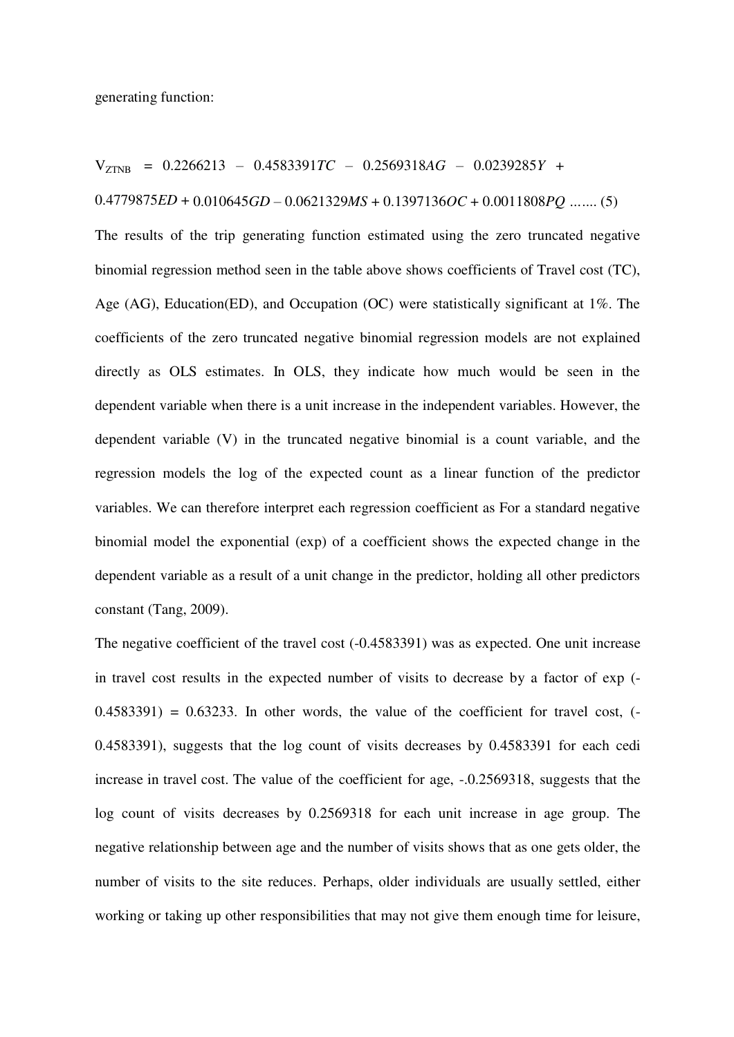generating function:

$$V_{ZTNB} = 0.2266213 - 0.4583391TC - 0.2569318AG - 0.0239285Y + 0.4779875ED + 0.010645GD - 0.0621329MS + 0.1397136OC + 0.0011808PQ \quad \text{……. (5)}$$

The results of the trip generating function estimated using the zero truncated negative binomial regression method seen in the table above shows coefficients of Travel cost (TC), Age (AG), Education(ED), and Occupation (OC) were statistically significant at 1%. The coefficients of the zero truncated negative binomial regression models are not explained directly as OLS estimates. In OLS, they indicate how much would be seen in the dependent variable when there is a unit increase in the independent variables. However, the dependent variable (V) in the truncated negative binomial is a count variable, and the regression models the log of the expected count as a linear function of the predictor variables. We can therefore interpret each regression coefficient as For a standard negative binomial model the exponential (exp) of a coefficient shows the expected change in the dependent variable as a result of a unit change in the predictor, holding all other predictors constant (Tang, 2009).

The negative coefficient of the travel cost (-0.4583391) was as expected. One unit increase in travel cost results in the expected number of visits to decrease by a factor of exp (-0.4583391) = 0.63233. In other words, the value of the coefficient for travel cost, (-0.4583391), suggests that the log count of visits decreases by 0.4583391 for each cedi increase in travel cost. The value of the coefficient for age, -.0.2569318, suggests that the log count of visits decreases by 0.2569318 for each unit increase in age group. The negative relationship between age and the number of visits shows that as one gets older, the number of visits to the site reduces. Perhaps, older individuals are usually settled, either working or taking up other responsibilities that may not give them enough time for leisure,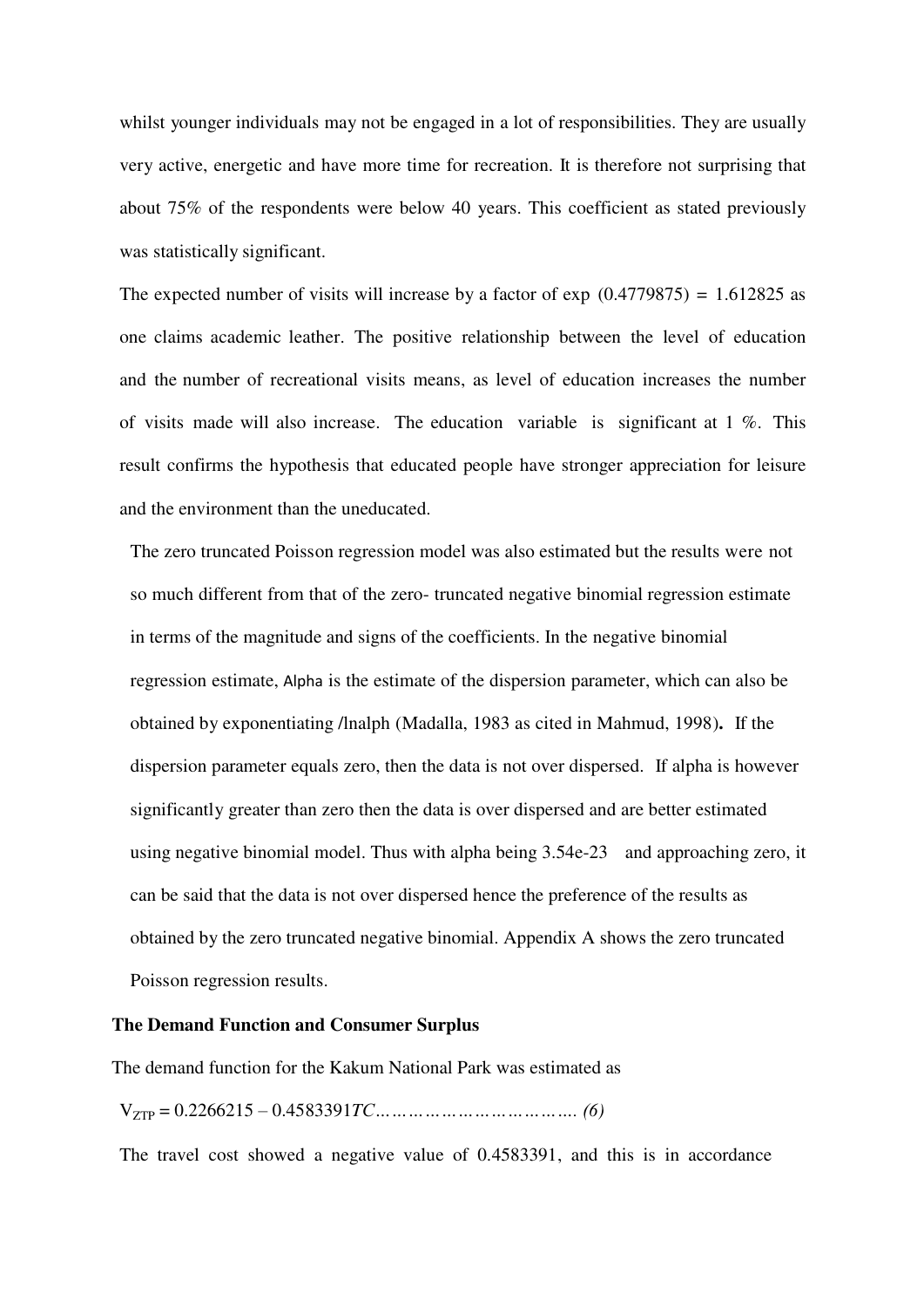whilst younger individuals may not be engaged in a lot of responsibilities. They are usually very active, energetic and have more time for recreation. It is therefore not surprising that about 75% of the respondents were below 40 years. This coefficient as stated previously was statistically significant.

The expected number of visits will increase by a factor of exp (0.4779875) = 1.612825 as one claims academic leather. The positive relationship between the level of education and the number of recreational visits means, as level of education increases the number of visits made will also increase. The education variable is significant at 1 %. This result confirms the hypothesis that educated people have stronger appreciation for leisure and the environment than the uneducated.

The zero truncated Poisson regression model was also estimated but the results were not so much different from that of the zero- truncated negative binomial regression estimate in terms of the magnitude and signs of the coefficients. In the negative binomial regression estimate, Alpha is the estimate of the dispersion parameter, which can also be obtained by exponentiating /lnalph (Madalla, 1983 as cited in Mahmud, 1998)**.** If the dispersion parameter equals zero, then the data is not over dispersed. If alpha is however significantly greater than zero then the data is over dispersed and are better estimated using negative binomial model. Thus with alpha being 3.54e-23 and approaching zero, it can be said that the data is not over dispersed hence the preference of the results as obtained by the zero truncated negative binomial. Appendix A shows the zero truncated Poisson regression results.

**The Demand Function and Consumer Surplus**

The demand function for the Kakum National Park was estimated as

$V_{ZTP} = 0.2266215 – 0.4583391TC$………………………………. *(6)*

The travel cost showed a negative value of 0.4583391, and this is in accordance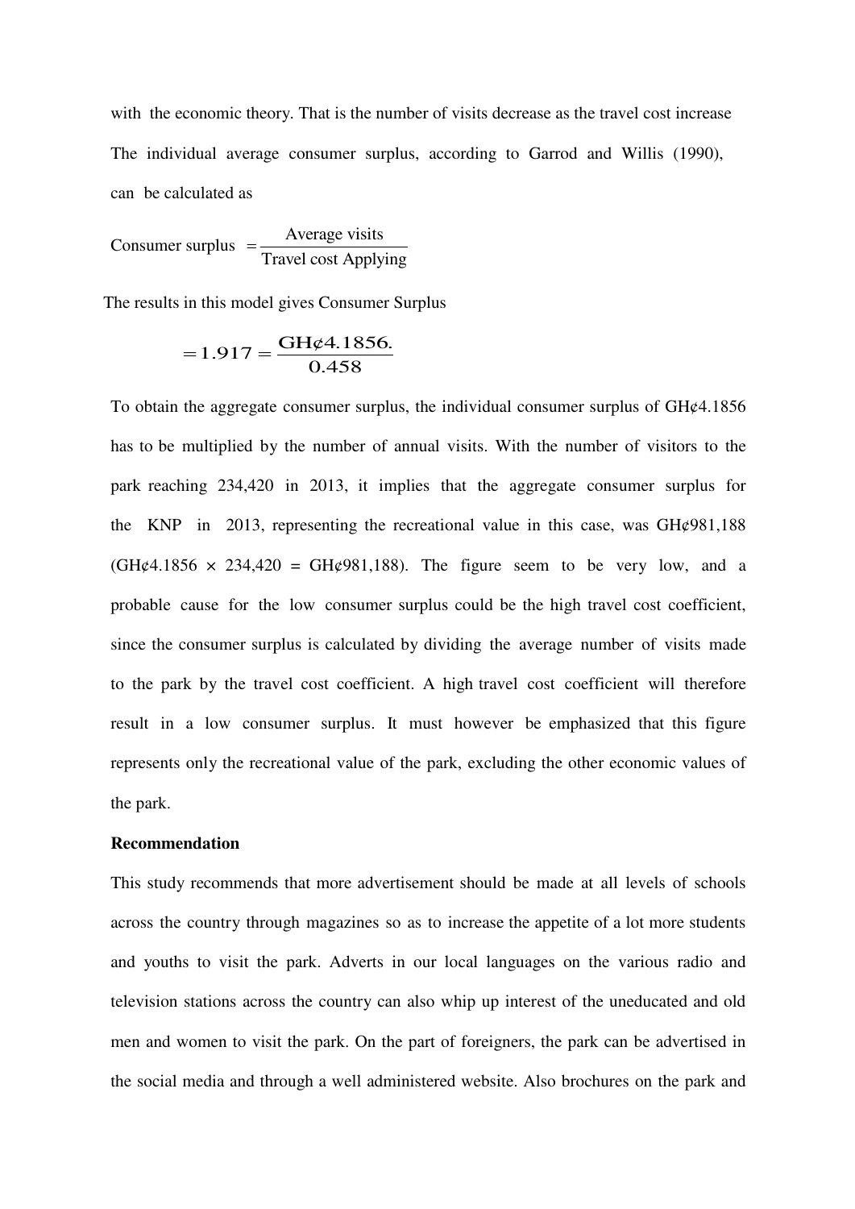with the economic theory. That is the number of visits decrease as the travel cost increase

The individual average consumer surplus, according to Garrod and Willis (1990), can be calculated as

$$\text{Consumer surplus } = \frac{\text{Average visits}}{\text{Travel cost Applying}}$$

The results in this model gives Consumer Surplus

$$= 1.917 = \frac{\text{GH¢4.1856.}}{0.458}$$

To obtain the aggregate consumer surplus, the individual consumer surplus of GH¢4.1856 has to be multiplied by the number of annual visits. With the number of visitors to the park reaching 234,420 in 2013, it implies that the aggregate consumer surplus for the KNP in 2013, representing the recreational value in this case, was GH¢981,188 (GH¢4.1856 × 234,420 = GH¢981,188). The figure seem to be very low, and a probable cause for the low consumer surplus could be the high travel cost coefficient, since the consumer surplus is calculated by dividing the average number of visits made to the park by the travel cost coefficient. A high travel cost coefficient will therefore result in a low consumer surplus. It must however be emphasized that this figure represents only the recreational value of the park, excluding the other economic values of the park.

**Recommendation**

This study recommends that more advertisement should be made at all levels of schools across the country through magazines so as to increase the appetite of a lot more students and youths to visit the park. Adverts in our local languages on the various radio and television stations across the country can also whip up interest of the uneducated and old men and women to visit the park. On the part of foreigners, the park can be advertised in the social media and through a well administered website. Also brochures on the park and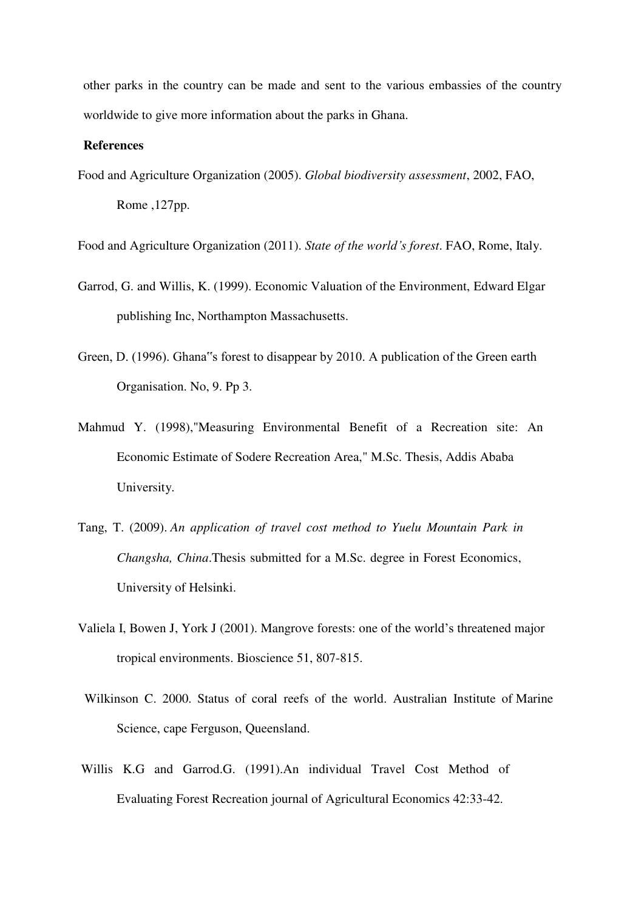other parks in the country can be made and sent to the various embassies of the country worldwide to give more information about the parks in Ghana.

**References**

Food and Agriculture Organization (2005). *Global biodiversity assessment*, 2002, FAO, Rome ,127pp.

Food and Agriculture Organization (2011). *State of the world's forest*. FAO, Rome, Italy.

Garrod, G. and Willis, K. (1999). Economic Valuation of the Environment, Edward Elgar publishing Inc, Northampton Massachusetts.

Green, D. (1996). Ghana"s forest to disappear by 2010. A publication of the Green earth Organisation. No, 9. Pp 3.

Mahmud Y. (1998),"Measuring Environmental Benefit of a Recreation site: An Economic Estimate of Sodere Recreation Area," M.Sc. Thesis, Addis Ababa University.

Tang, T. (2009). *An application of travel cost method to Yuelu Mountain Park in Changsha, China*.Thesis submitted for a M.Sc. degree in Forest Economics, University of Helsinki.

Valiela I, Bowen J, York J (2001). Mangrove forests: one of the world's threatened major tropical environments. Bioscience 51, 807-815.

Wilkinson C. 2000. Status of coral reefs of the world. Australian Institute of Marine Science, cape Ferguson, Queensland.

Willis K.G and Garrod.G. (1991).An individual Travel Cost Method of Evaluating Forest Recreation journal of Agricultural Economics 42:33-42.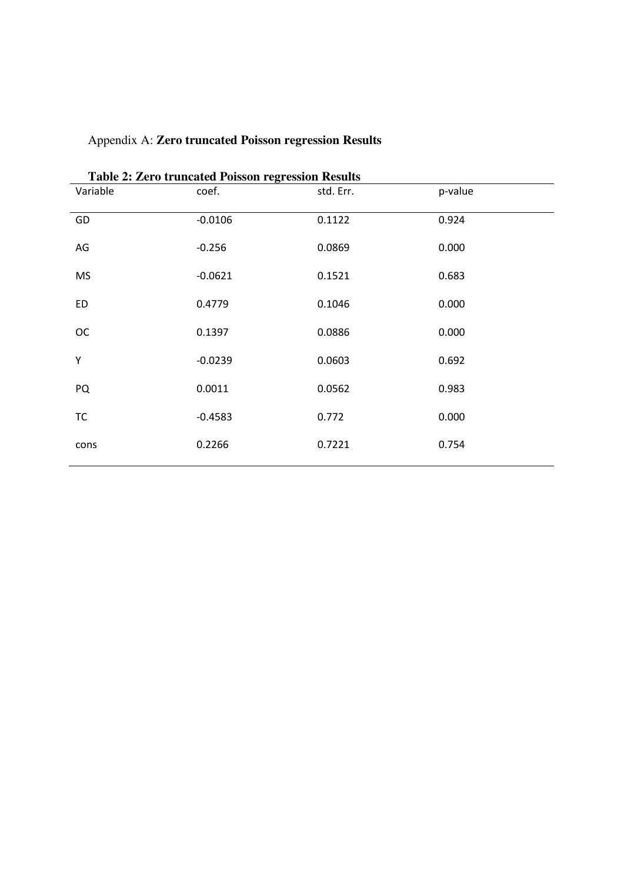Appendix A: **Zero truncated Poisson regression Results**

**Table 2: Zero truncated Poisson regression Results**

| Variable | coef. | std. Err. | p-value |
|---|---|---|---|
| GD | -0.0106 | 0.1122 | 0.924 |
| AG | -0.256 | 0.0869 | 0.000 |
| MS | -0.0621 | 0.1521 | 0.683 |
| ED | 0.4779 | 0.1046 | 0.000 |
| OC | 0.1397 | 0.0886 | 0.000 |
| Y | -0.0239 | 0.0603 | 0.692 |
| PQ | 0.0011 | 0.0562 | 0.983 |
| TC | -0.4583 | 0.772 | 0.000 |
| cons | 0.2266 | 0.7221 | 0.754 |